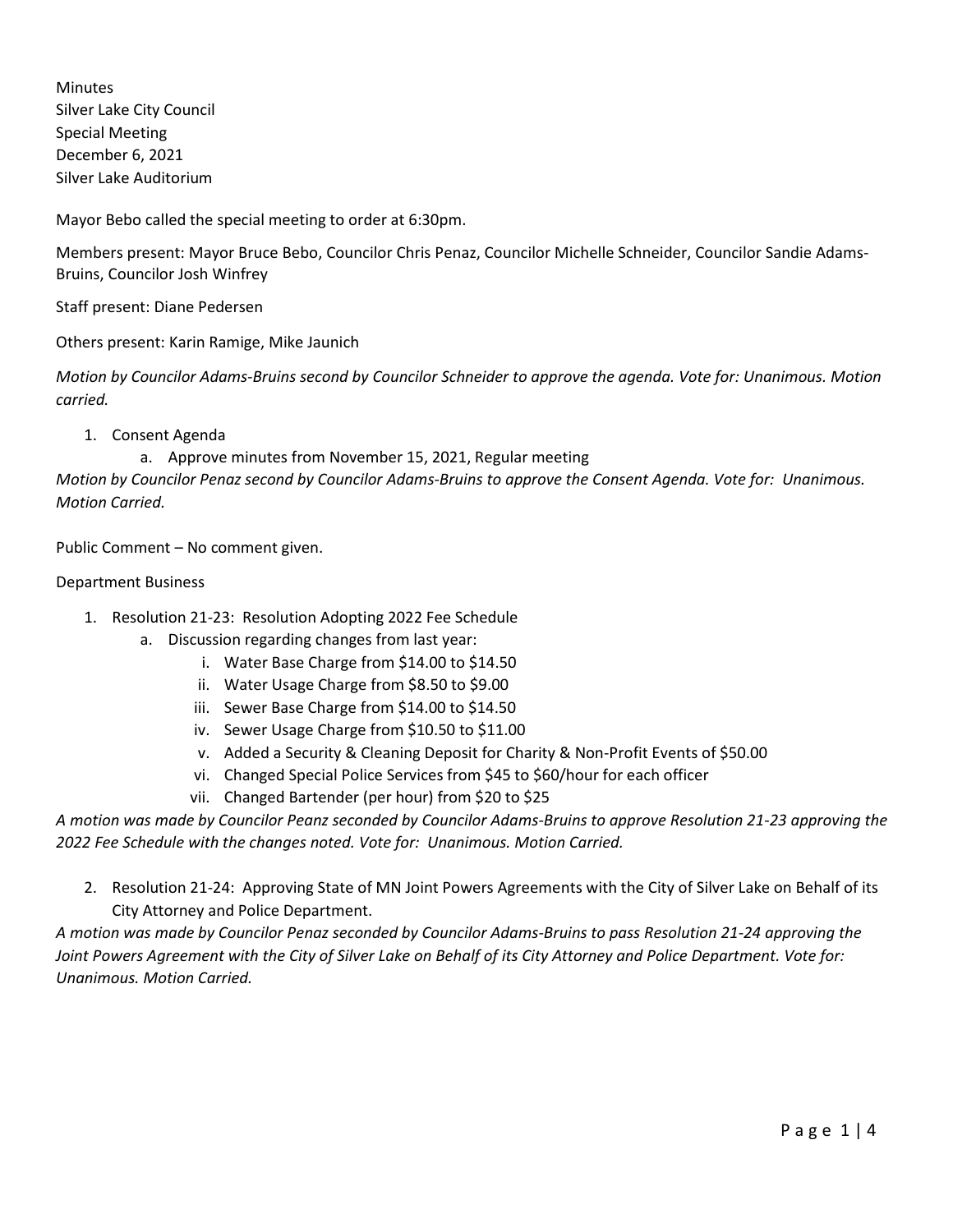Minutes
Silver Lake City Council
Special Meeting
December 6, 2021
Silver Lake Auditorium

Mayor Bebo called the special meeting to order at 6:30pm.

Members present: Mayor Bruce Bebo, Councilor Chris Penaz, Councilor Michelle Schneider, Councilor Sandie Adams-Bruins, Councilor Josh Winfrey

Staff present: Diane Pedersen

Others present: Karin Ramige, Mike Jaunich

*Motion by Councilor Adams-Bruins second by Councilor Schneider to approve the agenda. Vote for: Unanimous. Motion carried.*

1. Consent Agenda
   a. Approve minutes from November 15, 2021, Regular meeting

*Motion by Councilor Penaz second by Councilor Adams-Bruins to approve the Consent Agenda. Vote for: Unanimous. Motion Carried.*

Public Comment – No comment given.

Department Business

1. Resolution 21-23: Resolution Adopting 2022 Fee Schedule
   a. Discussion regarding changes from last year:
      i. Water Base Charge from $14.00 to $14.50
      ii. Water Usage Charge from $8.50 to $9.00
      iii. Sewer Base Charge from $14.00 to $14.50
      iv. Sewer Usage Charge from $10.50 to $11.00
      v. Added a Security & Cleaning Deposit for Charity & Non-Profit Events of $50.00
      vi. Changed Special Police Services from $45 to $60/hour for each officer
      vii. Changed Bartender (per hour) from $20 to $25

*A motion was made by Councilor Peanz seconded by Councilor Adams-Bruins to approve Resolution 21-23 approving the 2022 Fee Schedule with the changes noted. Vote for: Unanimous. Motion Carried.*

2. Resolution 21-24: Approving State of MN Joint Powers Agreements with the City of Silver Lake on Behalf of its City Attorney and Police Department.

*A motion was made by Councilor Penaz seconded by Councilor Adams-Bruins to pass Resolution 21-24 approving the Joint Powers Agreement with the City of Silver Lake on Behalf of its City Attorney and Police Department. Vote for: Unanimous. Motion Carried.*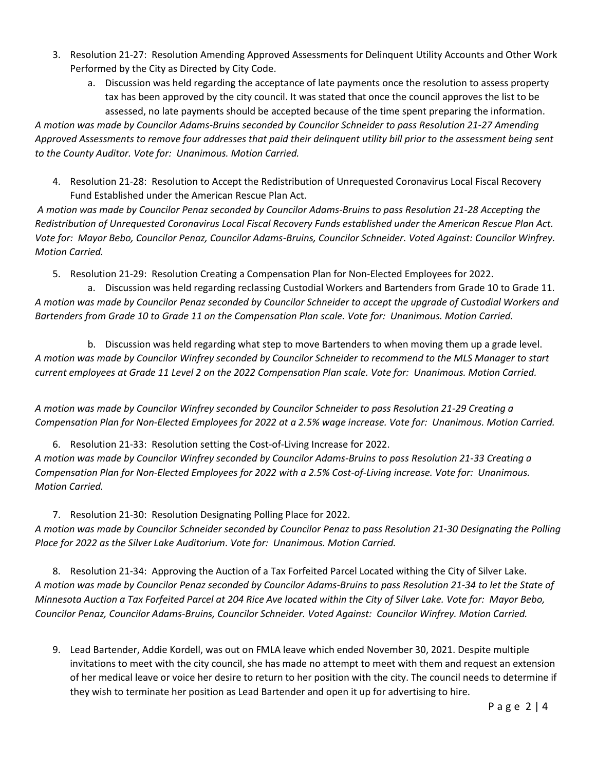3. Resolution 21-27: Resolution Amending Approved Assessments for Delinquent Utility Accounts and Other Work Performed by the City as Directed by City Code.
   a. Discussion was held regarding the acceptance of late payments once the resolution to assess property tax has been approved by the city council. It was stated that once the council approves the list to be assessed, no late payments should be accepted because of the time spent preparing the information.

*A motion was made by Councilor Adams-Bruins seconded by Councilor Schneider to pass Resolution 21-27 Amending Approved Assessments to remove four addresses that paid their delinquent utility bill prior to the assessment being sent to the County Auditor. Vote for: Unanimous. Motion Carried.*

4. Resolution 21-28: Resolution to Accept the Redistribution of Unrequested Coronavirus Local Fiscal Recovery Fund Established under the American Rescue Plan Act.

*A motion was made by Councilor Penaz seconded by Councilor Adams-Bruins to pass Resolution 21-28 Accepting the Redistribution of Unrequested Coronavirus Local Fiscal Recovery Funds established under the American Rescue Plan Act. Vote for: Mayor Bebo, Councilor Penaz, Councilor Adams-Bruins, Councilor Schneider. Voted Against: Councilor Winfrey. Motion Carried.*

5. Resolution 21-29: Resolution Creating a Compensation Plan for Non-Elected Employees for 2022.
   a. Discussion was held regarding reclassing Custodial Workers and Bartenders from Grade 10 to Grade 11.

*A motion was made by Councilor Penaz seconded by Councilor Schneider to accept the upgrade of Custodial Workers and Bartenders from Grade 10 to Grade 11 on the Compensation Plan scale. Vote for: Unanimous. Motion Carried.*

   b. Discussion was held regarding what step to move Bartenders to when moving them up a grade level.

*A motion was made by Councilor Winfrey seconded by Councilor Schneider to recommend to the MLS Manager to start current employees at Grade 11 Level 2 on the 2022 Compensation Plan scale. Vote for: Unanimous. Motion Carried.*

*A motion was made by Councilor Winfrey seconded by Councilor Schneider to pass Resolution 21-29 Creating a Compensation Plan for Non-Elected Employees for 2022 at a 2.5% wage increase. Vote for: Unanimous. Motion Carried.*

6. Resolution 21-33: Resolution setting the Cost-of-Living Increase for 2022.

*A motion was made by Councilor Winfrey seconded by Councilor Adams-Bruins to pass Resolution 21-33 Creating a Compensation Plan for Non-Elected Employees for 2022 with a 2.5% Cost-of-Living increase. Vote for: Unanimous. Motion Carried.*

7. Resolution 21-30: Resolution Designating Polling Place for 2022.

*A motion was made by Councilor Schneider seconded by Councilor Penaz to pass Resolution 21-30 Designating the Polling Place for 2022 as the Silver Lake Auditorium. Vote for: Unanimous. Motion Carried.*

8. Resolution 21-34: Approving the Auction of a Tax Forfeited Parcel Located withing the City of Silver Lake.

*A motion was made by Councilor Penaz seconded by Councilor Adams-Bruins to pass Resolution 21-34 to let the State of Minnesota Auction a Tax Forfeited Parcel at 204 Rice Ave located within the City of Silver Lake. Vote for: Mayor Bebo, Councilor Penaz, Councilor Adams-Bruins, Councilor Schneider. Voted Against: Councilor Winfrey. Motion Carried.*

9. Lead Bartender, Addie Kordell, was out on FMLA leave which ended November 30, 2021. Despite multiple invitations to meet with the city council, she has made no attempt to meet with them and request an extension of her medical leave or voice her desire to return to her position with the city. The council needs to determine if they wish to terminate her position as Lead Bartender and open it up for advertising to hire.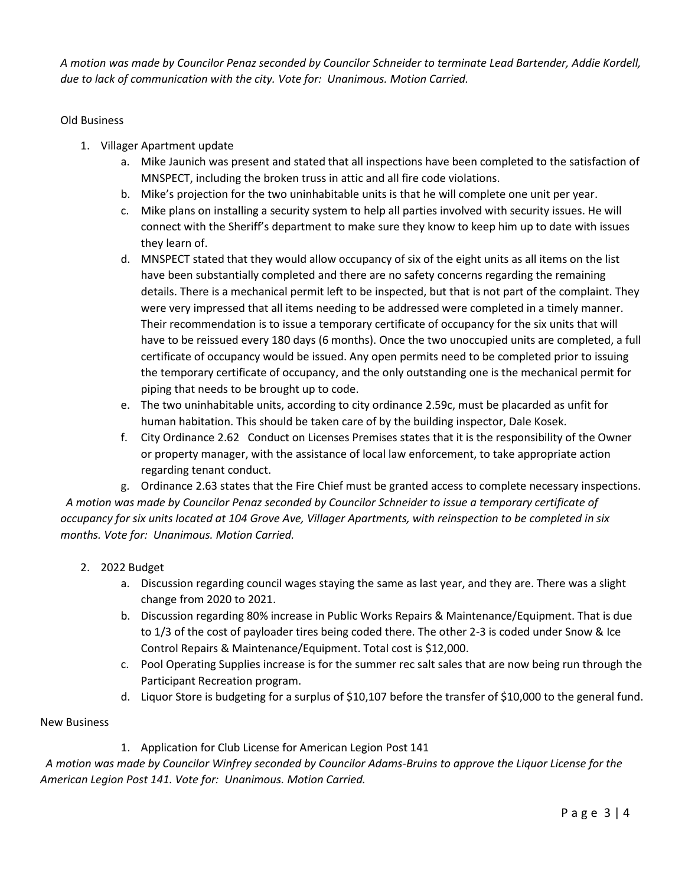*A motion was made by Councilor Penaz seconded by Councilor Schneider to terminate Lead Bartender, Addie Kordell, due to lack of communication with the city. Vote for: Unanimous. Motion Carried.*

Old Business

1. Villager Apartment update
   a. Mike Jaunich was present and stated that all inspections have been completed to the satisfaction of MNSPECT, including the broken truss in attic and all fire code violations.
   b. Mike's projection for the two uninhabitable units is that he will complete one unit per year.
   c. Mike plans on installing a security system to help all parties involved with security issues. He will connect with the Sheriff's department to make sure they know to keep him up to date with issues they learn of.
   d. MNSPECT stated that they would allow occupancy of six of the eight units as all items on the list have been substantially completed and there are no safety concerns regarding the remaining details. There is a mechanical permit left to be inspected, but that is not part of the complaint. They were very impressed that all items needing to be addressed were completed in a timely manner. Their recommendation is to issue a temporary certificate of occupancy for the six units that will have to be reissued every 180 days (6 months). Once the two unoccupied units are completed, a full certificate of occupancy would be issued. Any open permits need to be completed prior to issuing the temporary certificate of occupancy, and the only outstanding one is the mechanical permit for piping that needs to be brought up to code.
   e. The two uninhabitable units, according to city ordinance 2.59c, must be placarded as unfit for human habitation. This should be taken care of by the building inspector, Dale Kosek.
   f. City Ordinance 2.62 Conduct on Licenses Premises states that it is the responsibility of the Owner or property manager, with the assistance of local law enforcement, to take appropriate action regarding tenant conduct.
   g. Ordinance 2.63 states that the Fire Chief must be granted access to complete necessary inspections.

*A motion was made by Councilor Penaz seconded by Councilor Schneider to issue a temporary certificate of occupancy for six units located at 104 Grove Ave, Villager Apartments, with reinspection to be completed in six months. Vote for: Unanimous. Motion Carried.*

2. 2022 Budget
   a. Discussion regarding council wages staying the same as last year, and they are. There was a slight change from 2020 to 2021.
   b. Discussion regarding 80% increase in Public Works Repairs & Maintenance/Equipment. That is due to 1/3 of the cost of payloader tires being coded there. The other 2-3 is coded under Snow & Ice Control Repairs & Maintenance/Equipment. Total cost is $12,000.
   c. Pool Operating Supplies increase is for the summer rec salt sales that are now being run through the Participant Recreation program.
   d. Liquor Store is budgeting for a surplus of $10,107 before the transfer of $10,000 to the general fund.

New Business

1. Application for Club License for American Legion Post 141

*A motion was made by Councilor Winfrey seconded by Councilor Adams-Bruins to approve the Liquor License for the American Legion Post 141. Vote for: Unanimous. Motion Carried.*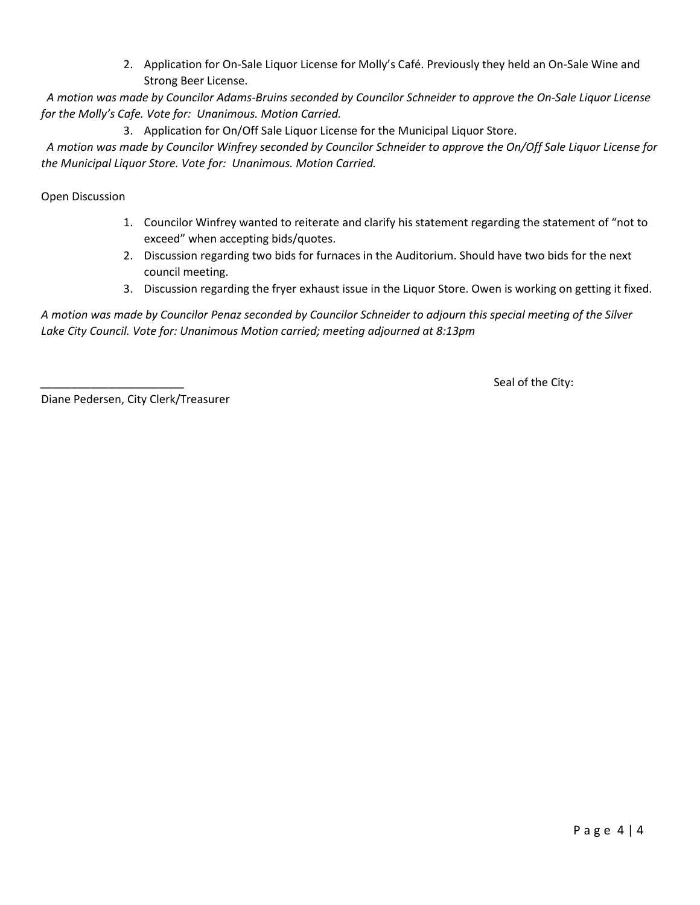2. Application for On-Sale Liquor License for Molly's Café. Previously they held an On-Sale Wine and Strong Beer License.

*A motion was made by Councilor Adams-Bruins seconded by Councilor Schneider to approve the On-Sale Liquor License for the Molly's Cafe. Vote for: Unanimous. Motion Carried.*

3. Application for On/Off Sale Liquor License for the Municipal Liquor Store.

*A motion was made by Councilor Winfrey seconded by Councilor Schneider to approve the On/Off Sale Liquor License for the Municipal Liquor Store. Vote for: Unanimous. Motion Carried.*

Open Discussion

1. Councilor Winfrey wanted to reiterate and clarify his statement regarding the statement of "not to exceed" when accepting bids/quotes.
2. Discussion regarding two bids for furnaces in the Auditorium. Should have two bids for the next council meeting.
3. Discussion regarding the fryer exhaust issue in the Liquor Store. Owen is working on getting it fixed.

*A motion was made by Councilor Penaz seconded by Councilor Schneider to adjourn this special meeting of the Silver Lake City Council. Vote for: Unanimous Motion carried; meeting adjourned at 8:13pm*

_______________________ Seal of the City:

Diane Pedersen, City Clerk/Treasurer